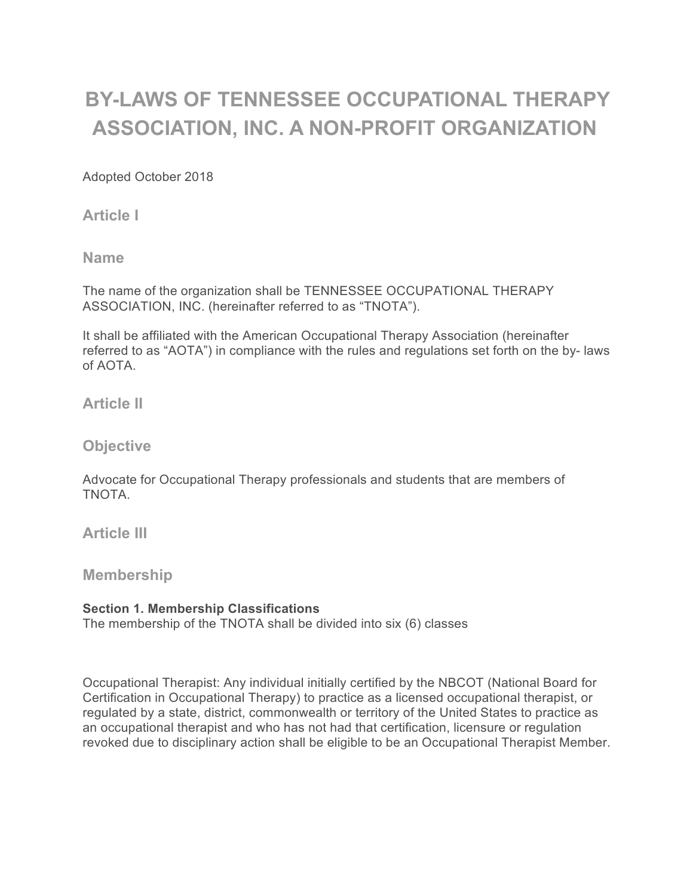# BY-LAWS OF TENNESSEE OCCUPATIONAL THERAPY ASSOCIATION, INC. A NON-PROFIT ORGANIZATION

Adopted October 2018

## Article I

## Name

The name of the organization shall be TENNESSEE OCCUPATIONAL THERAPY ASSOCIATION, INC. (hereinafter referred to as "TNOTA").

It shall be affiliated with the American Occupational Therapy Association (hereinafter referred to as "AOTA") in compliance with the rules and regulations set forth on the by- laws of AOTA.

## Article II

## Objective

Advocate for Occupational Therapy professionals and students that are members of TNOTA.

## Article III

## Membership

**Section 1. Membership Classifications**
The membership of the TNOTA shall be divided into six (6) classes

Occupational Therapist: Any individual initially certified by the NBCOT (National Board for Certification in Occupational Therapy) to practice as a licensed occupational therapist, or regulated by a state, district, commonwealth or territory of the United States to practice as an occupational therapist and who has not had that certification, licensure or regulation revoked due to disciplinary action shall be eligible to be an Occupational Therapist Member.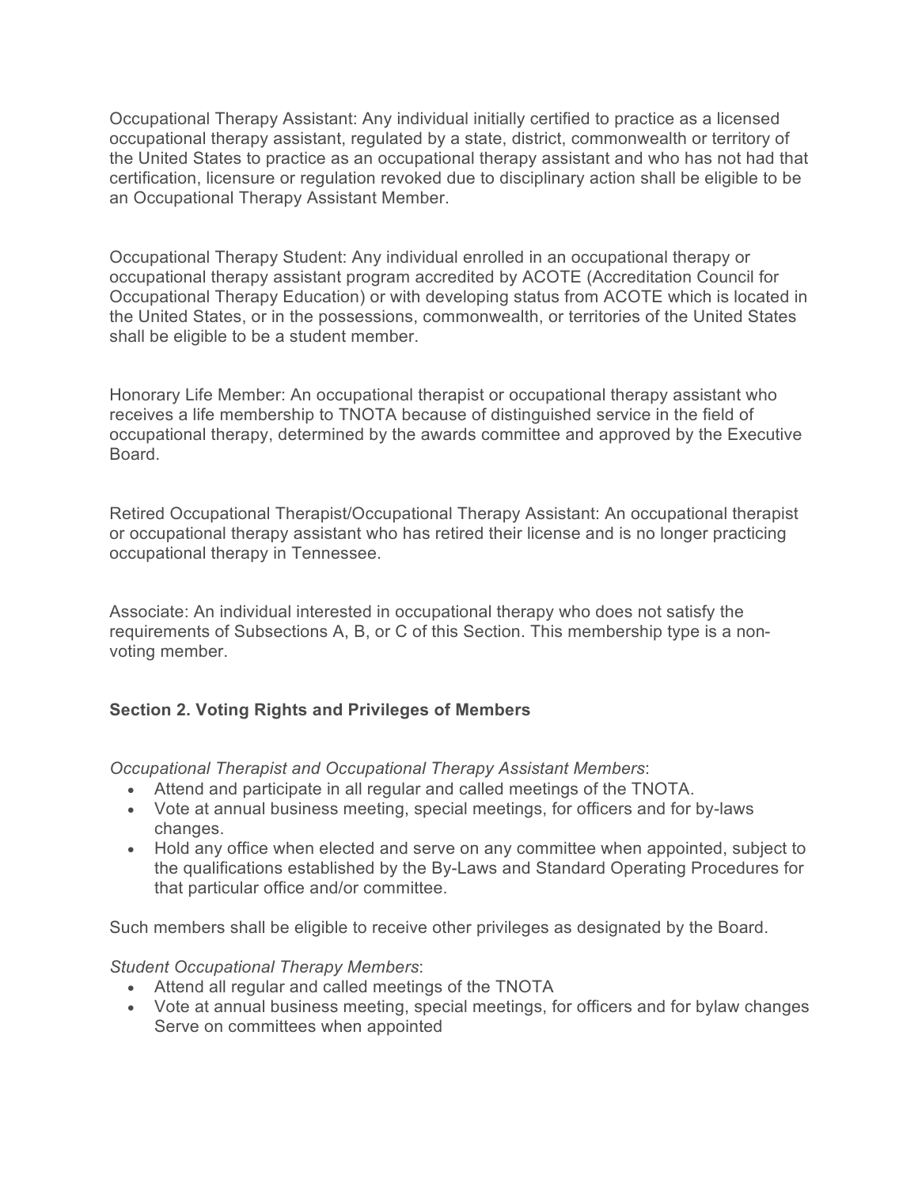Occupational Therapy Assistant: Any individual initially certified to practice as a licensed occupational therapy assistant, regulated by a state, district, commonwealth or territory of the United States to practice as an occupational therapy assistant and who has not had that certification, licensure or regulation revoked due to disciplinary action shall be eligible to be an Occupational Therapy Assistant Member.

Occupational Therapy Student: Any individual enrolled in an occupational therapy or occupational therapy assistant program accredited by ACOTE (Accreditation Council for Occupational Therapy Education) or with developing status from ACOTE which is located in the United States, or in the possessions, commonwealth, or territories of the United States shall be eligible to be a student member.

Honorary Life Member: An occupational therapist or occupational therapy assistant who receives a life membership to TNOTA because of distinguished service in the field of occupational therapy, determined by the awards committee and approved by the Executive Board.

Retired Occupational Therapist/Occupational Therapy Assistant: An occupational therapist or occupational therapy assistant who has retired their license and is no longer practicing occupational therapy in Tennessee.

Associate: An individual interested in occupational therapy who does not satisfy the requirements of Subsections A, B, or C of this Section. This membership type is a non-voting member.

### Section 2. Voting Rights and Privileges of Members

*Occupational Therapist and Occupational Therapy Assistant Members*:

- Attend and participate in all regular and called meetings of the TNOTA.
- Vote at annual business meeting, special meetings, for officers and for by-laws changes.
- Hold any office when elected and serve on any committee when appointed, subject to the qualifications established by the By-Laws and Standard Operating Procedures for that particular office and/or committee.

Such members shall be eligible to receive other privileges as designated by the Board.

*Student Occupational Therapy Members*:

- Attend all regular and called meetings of the TNOTA
- Vote at annual business meeting, special meetings, for officers and for bylaw changes Serve on committees when appointed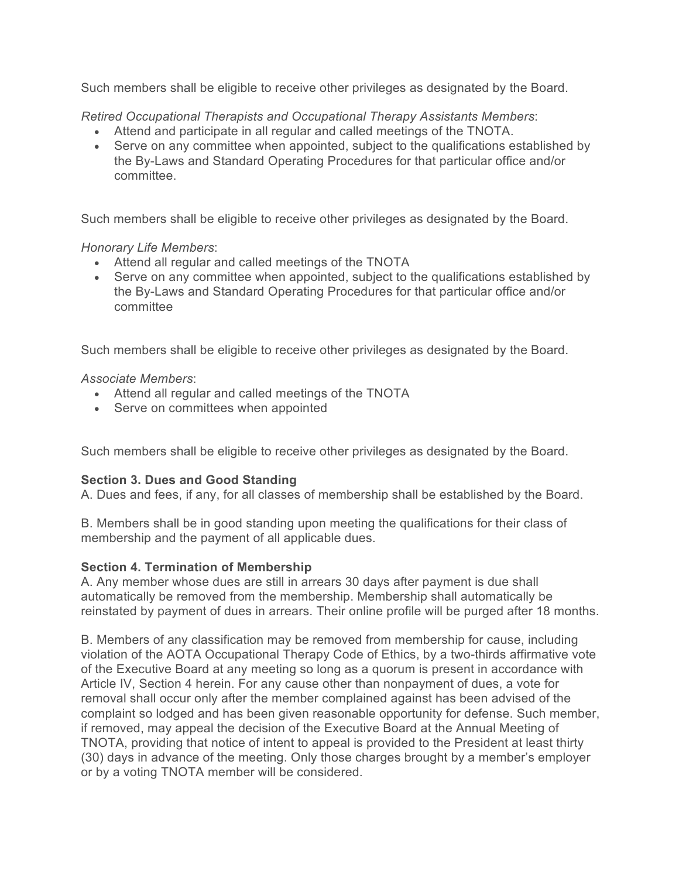Such members shall be eligible to receive other privileges as designated by the Board.

*Retired Occupational Therapists and Occupational Therapy Assistants Members*:

- Attend and participate in all regular and called meetings of the TNOTA.
- Serve on any committee when appointed, subject to the qualifications established by the By-Laws and Standard Operating Procedures for that particular office and/or committee.

Such members shall be eligible to receive other privileges as designated by the Board.

*Honorary Life Members*:

- Attend all regular and called meetings of the TNOTA
- Serve on any committee when appointed, subject to the qualifications established by the By-Laws and Standard Operating Procedures for that particular office and/or committee

Such members shall be eligible to receive other privileges as designated by the Board.

*Associate Members*:

- Attend all regular and called meetings of the TNOTA
- Serve on committees when appointed

Such members shall be eligible to receive other privileges as designated by the Board.

**Section 3. Dues and Good Standing**

A. Dues and fees, if any, for all classes of membership shall be established by the Board.

B. Members shall be in good standing upon meeting the qualifications for their class of membership and the payment of all applicable dues.

**Section 4. Termination of Membership**

A. Any member whose dues are still in arrears 30 days after payment is due shall automatically be removed from the membership. Membership shall automatically be reinstated by payment of dues in arrears. Their online profile will be purged after 18 months.

B. Members of any classification may be removed from membership for cause, including violation of the AOTA Occupational Therapy Code of Ethics, by a two-thirds affirmative vote of the Executive Board at any meeting so long as a quorum is present in accordance with Article IV, Section 4 herein. For any cause other than nonpayment of dues, a vote for removal shall occur only after the member complained against has been advised of the complaint so lodged and has been given reasonable opportunity for defense. Such member, if removed, may appeal the decision of the Executive Board at the Annual Meeting of TNOTA, providing that notice of intent to appeal is provided to the President at least thirty (30) days in advance of the meeting. Only those charges brought by a member's employer or by a voting TNOTA member will be considered.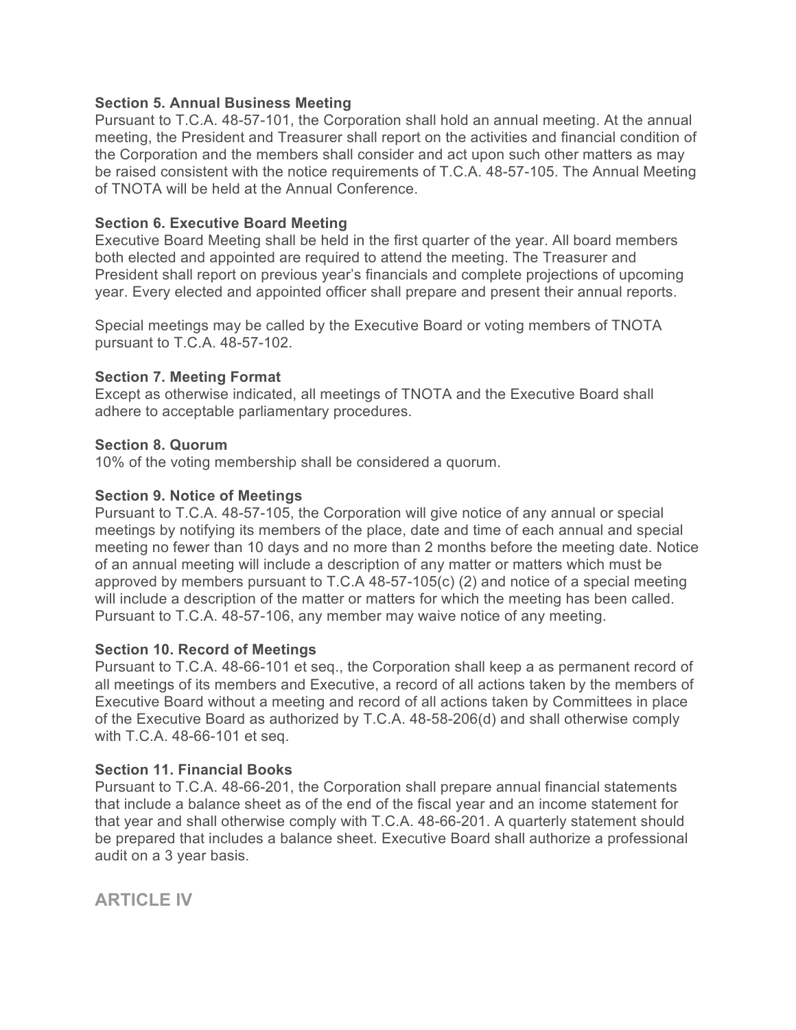**Section 5. Annual Business Meeting**
Pursuant to T.C.A. 48-57-101, the Corporation shall hold an annual meeting. At the annual meeting, the President and Treasurer shall report on the activities and financial condition of the Corporation and the members shall consider and act upon such other matters as may be raised consistent with the notice requirements of T.C.A. 48-57-105. The Annual Meeting of TNOTA will be held at the Annual Conference.

**Section 6. Executive Board Meeting**
Executive Board Meeting shall be held in the first quarter of the year. All board members both elected and appointed are required to attend the meeting. The Treasurer and President shall report on previous year's financials and complete projections of upcoming year. Every elected and appointed officer shall prepare and present their annual reports.

Special meetings may be called by the Executive Board or voting members of TNOTA pursuant to T.C.A. 48-57-102.

**Section 7. Meeting Format**
Except as otherwise indicated, all meetings of TNOTA and the Executive Board shall adhere to acceptable parliamentary procedures.

**Section 8. Quorum**
10% of the voting membership shall be considered a quorum.

**Section 9. Notice of Meetings**
Pursuant to T.C.A. 48-57-105, the Corporation will give notice of any annual or special meetings by notifying its members of the place, date and time of each annual and special meeting no fewer than 10 days and no more than 2 months before the meeting date. Notice of an annual meeting will include a description of any matter or matters which must be approved by members pursuant to T.C.A 48-57-105(c) (2) and notice of a special meeting will include a description of the matter or matters for which the meeting has been called. Pursuant to T.C.A. 48-57-106, any member may waive notice of any meeting.

**Section 10. Record of Meetings**
Pursuant to T.C.A. 48-66-101 et seq., the Corporation shall keep a as permanent record of all meetings of its members and Executive, a record of all actions taken by the members of Executive Board without a meeting and record of all actions taken by Committees in place of the Executive Board as authorized by T.C.A. 48-58-206(d) and shall otherwise comply with T.C.A. 48-66-101 et seq.

**Section 11. Financial Books**
Pursuant to T.C.A. 48-66-201, the Corporation shall prepare annual financial statements that include a balance sheet as of the end of the fiscal year and an income statement for that year and shall otherwise comply with T.C.A. 48-66-201. A quarterly statement should be prepared that includes a balance sheet. Executive Board shall authorize a professional audit on a 3 year basis.

## ARTICLE IV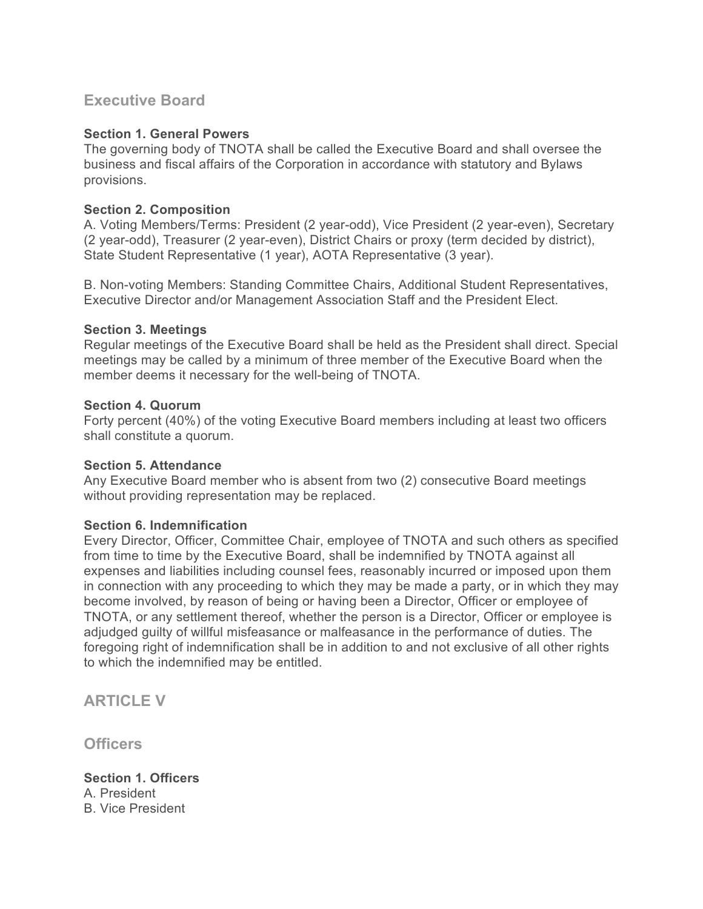## Executive Board

**Section 1. General Powers**
The governing body of TNOTA shall be called the Executive Board and shall oversee the business and fiscal affairs of the Corporation in accordance with statutory and Bylaws provisions.

**Section 2. Composition**
A. Voting Members/Terms: President (2 year-odd), Vice President (2 year-even), Secretary (2 year-odd), Treasurer (2 year-even), District Chairs or proxy (term decided by district), State Student Representative (1 year), AOTA Representative (3 year).

B. Non-voting Members: Standing Committee Chairs, Additional Student Representatives, Executive Director and/or Management Association Staff and the President Elect.

**Section 3. Meetings**
Regular meetings of the Executive Board shall be held as the President shall direct. Special meetings may be called by a minimum of three member of the Executive Board when the member deems it necessary for the well-being of TNOTA.

**Section 4. Quorum**
Forty percent (40%) of the voting Executive Board members including at least two officers shall constitute a quorum.

**Section 5. Attendance**
Any Executive Board member who is absent from two (2) consecutive Board meetings without providing representation may be replaced.

**Section 6. Indemnification**
Every Director, Officer, Committee Chair, employee of TNOTA and such others as specified from time to time by the Executive Board, shall be indemnified by TNOTA against all expenses and liabilities including counsel fees, reasonably incurred or imposed upon them in connection with any proceeding to which they may be made a party, or in which they may become involved, by reason of being or having been a Director, Officer or employee of TNOTA, or any settlement thereof, whether the person is a Director, Officer or employee is adjudged guilty of willful misfeasance or malfeasance in the performance of duties. The foregoing right of indemnification shall be in addition to and not exclusive of all other rights to which the indemnified may be entitled.

## ARTICLE V

## Officers

**Section 1. Officers**
A. President
B. Vice President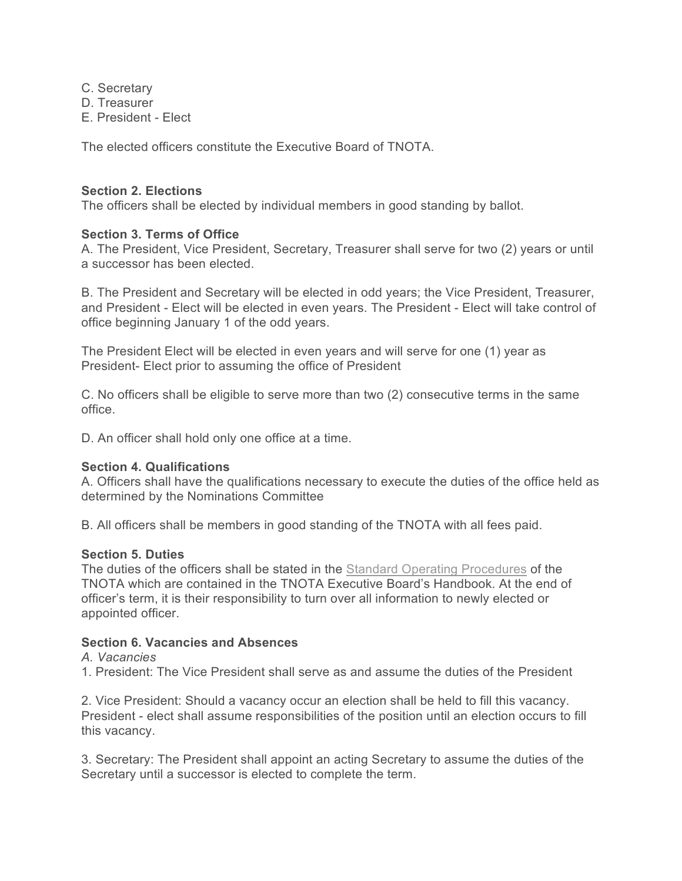C. Secretary  
D. Treasurer  
E. President - Elect

The elected officers constitute the Executive Board of TNOTA.

**Section 2. Elections**  
The officers shall be elected by individual members in good standing by ballot.

**Section 3. Terms of Office**  
A. The President, Vice President, Secretary, Treasurer shall serve for two (2) years or until a successor has been elected.

B. The President and Secretary will be elected in odd years; the Vice President, Treasurer, and President - Elect will be elected in even years. The President - Elect will take control of office beginning January 1 of the odd years.

The President Elect will be elected in even years and will serve for one (1) year as President- Elect prior to assuming the office of President

C. No officers shall be eligible to serve more than two (2) consecutive terms in the same office.

D. An officer shall hold only one office at a time.

**Section 4. Qualifications**  
A. Officers shall have the qualifications necessary to execute the duties of the office held as determined by the Nominations Committee

B. All officers shall be members in good standing of the TNOTA with all fees paid.

**Section 5. Duties**  
The duties of the officers shall be stated in the Standard Operating Procedures of the TNOTA which are contained in the TNOTA Executive Board's Handbook. At the end of officer's term, it is their responsibility to turn over all information to newly elected or appointed officer.

**Section 6. Vacancies and Absences**  
*A. Vacancies*  
1. President: The Vice President shall serve as and assume the duties of the President

2. Vice President: Should a vacancy occur an election shall be held to fill this vacancy. President - elect shall assume responsibilities of the position until an election occurs to fill this vacancy.

3. Secretary: The President shall appoint an acting Secretary to assume the duties of the Secretary until a successor is elected to complete the term.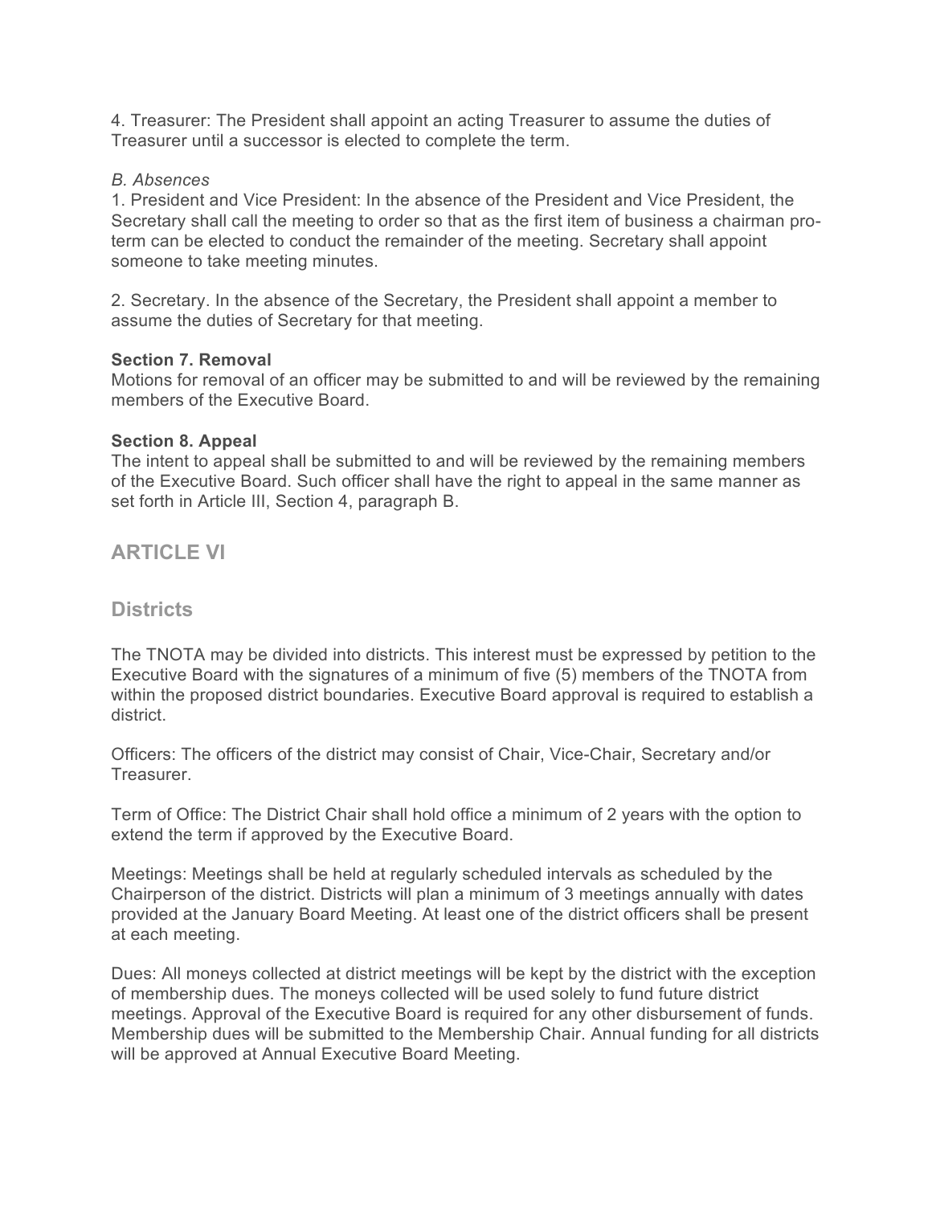4. Treasurer: The President shall appoint an acting Treasurer to assume the duties of Treasurer until a successor is elected to complete the term.

*B. Absences*

1. President and Vice President: In the absence of the President and Vice President, the Secretary shall call the meeting to order so that as the first item of business a chairman pro-term can be elected to conduct the remainder of the meeting. Secretary shall appoint someone to take meeting minutes.

2. Secretary. In the absence of the Secretary, the President shall appoint a member to assume the duties of Secretary for that meeting.

**Section 7. Removal**

Motions for removal of an officer may be submitted to and will be reviewed by the remaining members of the Executive Board.

**Section 8. Appeal**

The intent to appeal shall be submitted to and will be reviewed by the remaining members of the Executive Board. Such officer shall have the right to appeal in the same manner as set forth in Article III, Section 4, paragraph B.

## ARTICLE VI

## Districts

The TNOTA may be divided into districts. This interest must be expressed by petition to the Executive Board with the signatures of a minimum of five (5) members of the TNOTA from within the proposed district boundaries. Executive Board approval is required to establish a district.

Officers: The officers of the district may consist of Chair, Vice-Chair, Secretary and/or Treasurer.

Term of Office: The District Chair shall hold office a minimum of 2 years with the option to extend the term if approved by the Executive Board.

Meetings: Meetings shall be held at regularly scheduled intervals as scheduled by the Chairperson of the district. Districts will plan a minimum of 3 meetings annually with dates provided at the January Board Meeting. At least one of the district officers shall be present at each meeting.

Dues: All moneys collected at district meetings will be kept by the district with the exception of membership dues. The moneys collected will be used solely to fund future district meetings. Approval of the Executive Board is required for any other disbursement of funds. Membership dues will be submitted to the Membership Chair. Annual funding for all districts will be approved at Annual Executive Board Meeting.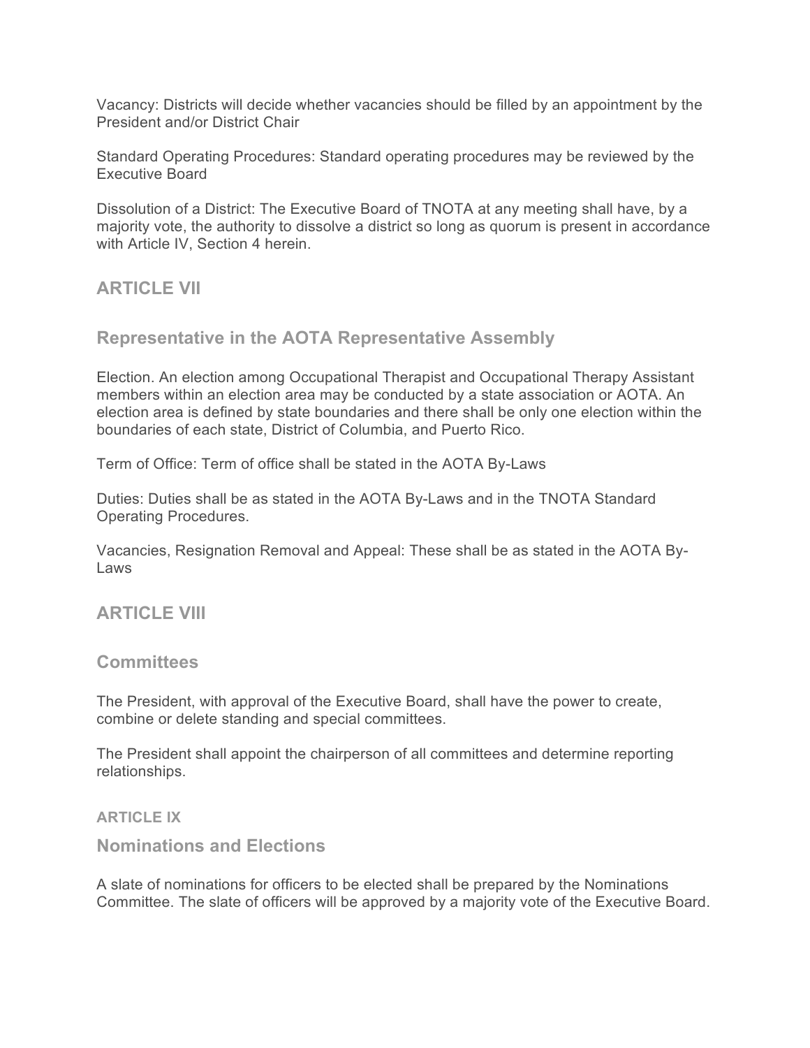Vacancy: Districts will decide whether vacancies should be filled by an appointment by the President and/or District Chair

Standard Operating Procedures: Standard operating procedures may be reviewed by the Executive Board

Dissolution of a District: The Executive Board of TNOTA at any meeting shall have, by a majority vote, the authority to dissolve a district so long as quorum is present in accordance with Article IV, Section 4 herein.

## ARTICLE VII

## Representative in the AOTA Representative Assembly

Election. An election among Occupational Therapist and Occupational Therapy Assistant members within an election area may be conducted by a state association or AOTA. An election area is defined by state boundaries and there shall be only one election within the boundaries of each state, District of Columbia, and Puerto Rico.

Term of Office: Term of office shall be stated in the AOTA By-Laws

Duties: Duties shall be as stated in the AOTA By-Laws and in the TNOTA Standard Operating Procedures.

Vacancies, Resignation Removal and Appeal: These shall be as stated in the AOTA By-Laws

## ARTICLE VIII

## Committees

The President, with approval of the Executive Board, shall have the power to create, combine or delete standing and special committees.

The President shall appoint the chairperson of all committees and determine reporting relationships.

### ARTICLE IX

## Nominations and Elections

A slate of nominations for officers to be elected shall be prepared by the Nominations Committee. The slate of officers will be approved by a majority vote of the Executive Board.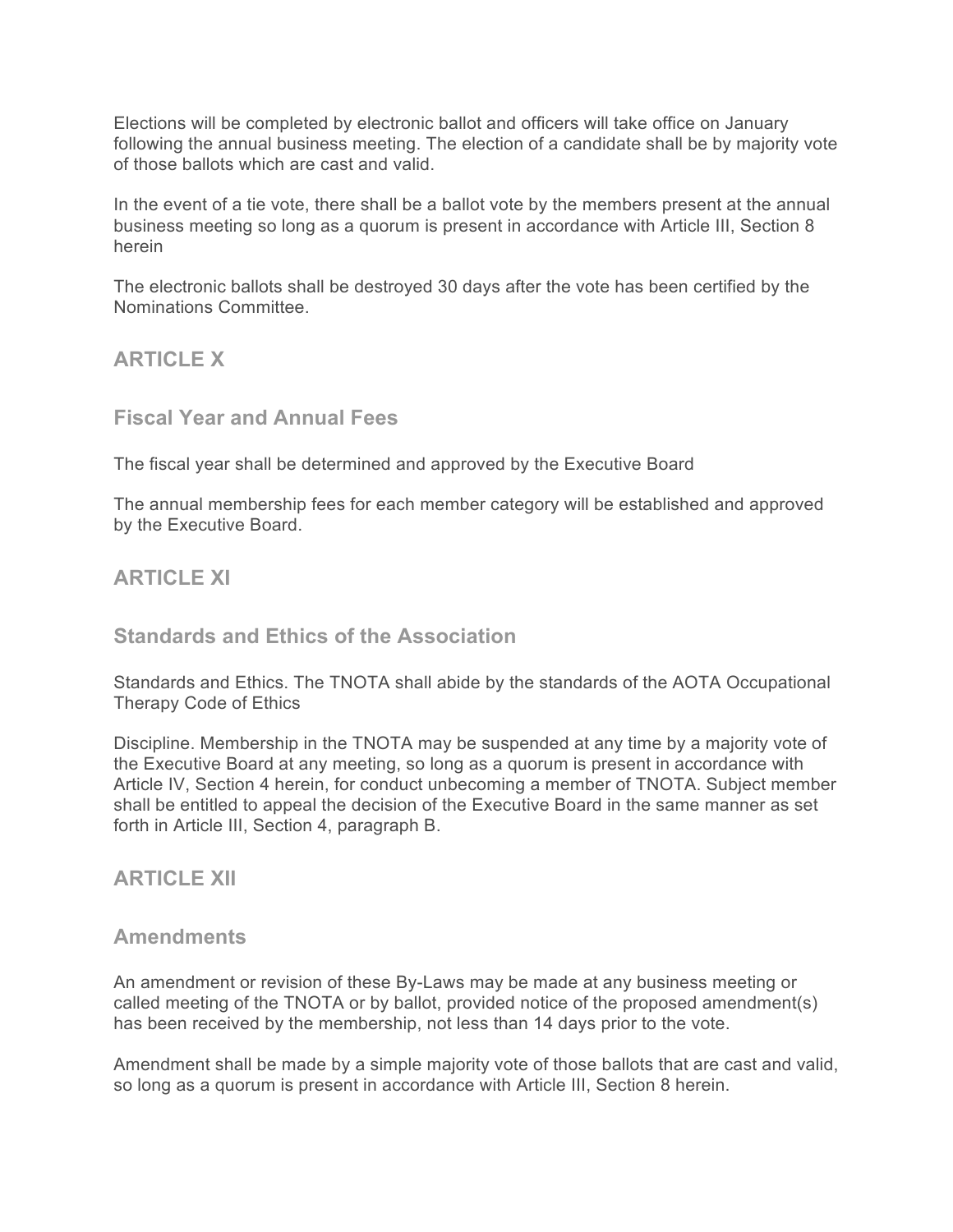Elections will be completed by electronic ballot and officers will take office on January following the annual business meeting. The election of a candidate shall be by majority vote of those ballots which are cast and valid.

In the event of a tie vote, there shall be a ballot vote by the members present at the annual business meeting so long as a quorum is present in accordance with Article III, Section 8 herein

The electronic ballots shall be destroyed 30 days after the vote has been certified by the Nominations Committee.

## ARTICLE X

### Fiscal Year and Annual Fees

The fiscal year shall be determined and approved by the Executive Board

The annual membership fees for each member category will be established and approved by the Executive Board.

## ARTICLE XI

### Standards and Ethics of the Association

Standards and Ethics. The TNOTA shall abide by the standards of the AOTA Occupational Therapy Code of Ethics

Discipline. Membership in the TNOTA may be suspended at any time by a majority vote of the Executive Board at any meeting, so long as a quorum is present in accordance with Article IV, Section 4 herein, for conduct unbecoming a member of TNOTA. Subject member shall be entitled to appeal the decision of the Executive Board in the same manner as set forth in Article III, Section 4, paragraph B.

## ARTICLE XII

### Amendments

An amendment or revision of these By-Laws may be made at any business meeting or called meeting of the TNOTA or by ballot, provided notice of the proposed amendment(s) has been received by the membership, not less than 14 days prior to the vote.

Amendment shall be made by a simple majority vote of those ballots that are cast and valid, so long as a quorum is present in accordance with Article III, Section 8 herein.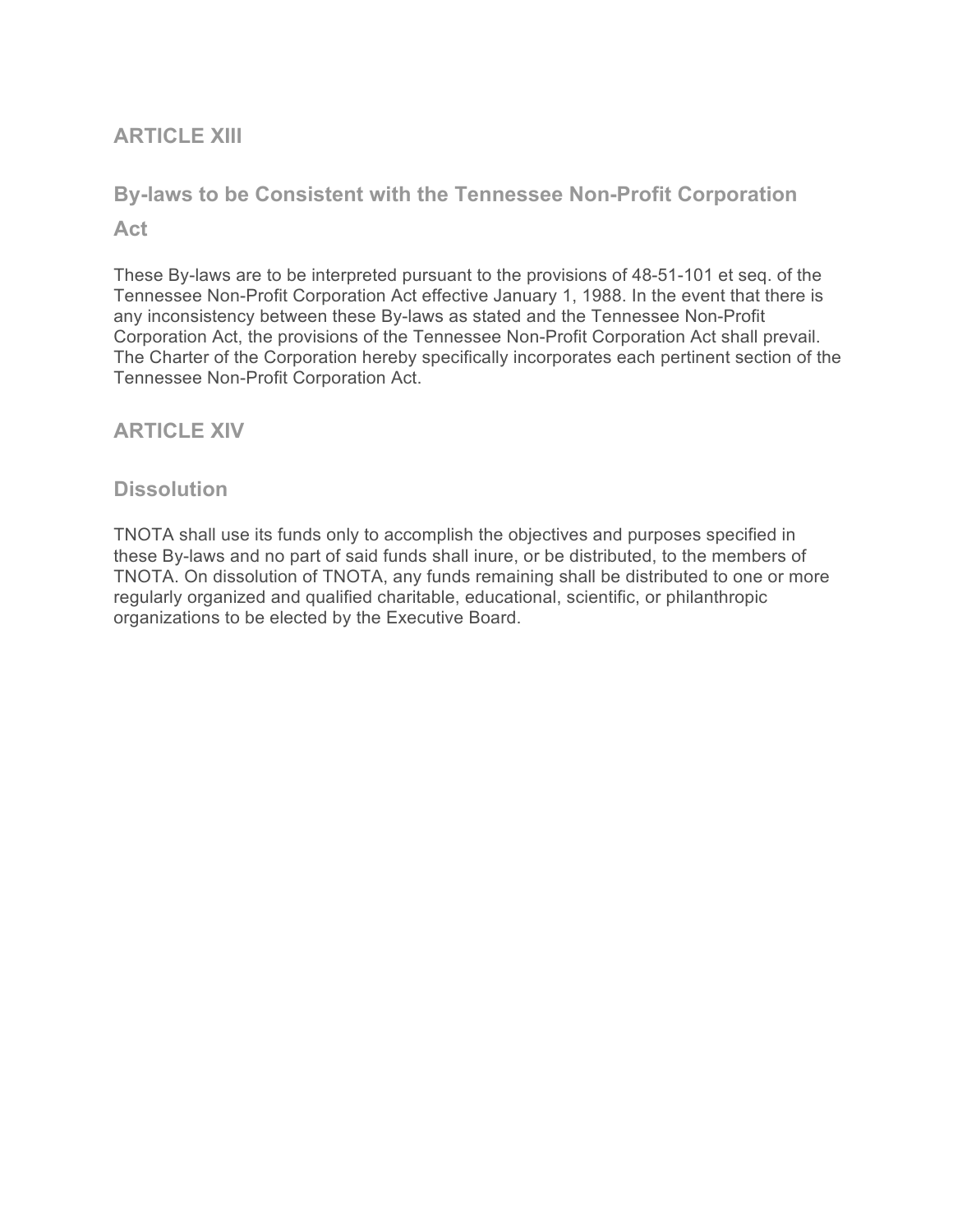## ARTICLE XIII

## By-laws to be Consistent with the Tennessee Non-Profit Corporation Act

These By-laws are to be interpreted pursuant to the provisions of 48-51-101 et seq. of the Tennessee Non-Profit Corporation Act effective January 1, 1988. In the event that there is any inconsistency between these By-laws as stated and the Tennessee Non-Profit Corporation Act, the provisions of the Tennessee Non-Profit Corporation Act shall prevail. The Charter of the Corporation hereby specifically incorporates each pertinent section of the Tennessee Non-Profit Corporation Act.

## ARTICLE XIV

## Dissolution

TNOTA shall use its funds only to accomplish the objectives and purposes specified in these By-laws and no part of said funds shall inure, or be distributed, to the members of TNOTA. On dissolution of TNOTA, any funds remaining shall be distributed to one or more regularly organized and qualified charitable, educational, scientific, or philanthropic organizations to be elected by the Executive Board.